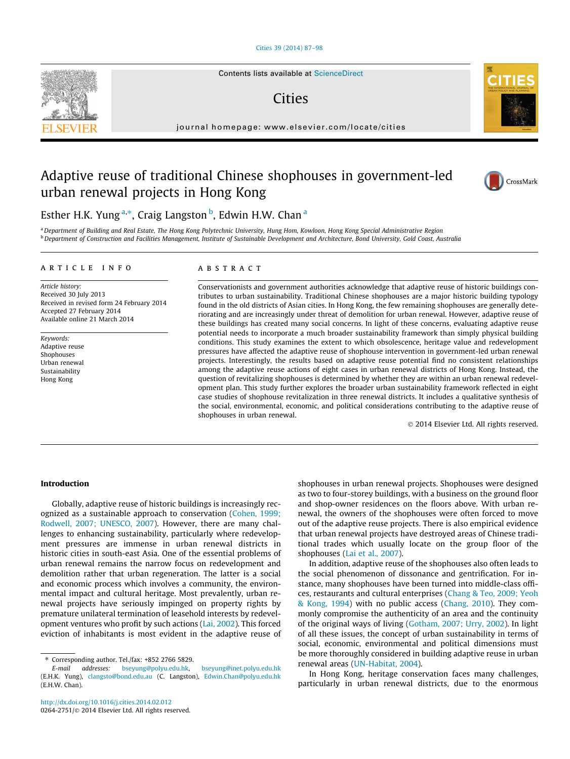# Adaptive reuse of traditional Chinese shophouses in government-led urban renewal projects in Hong Kong

Esther H.K. Yung [a,*], Craig Langston [b], Edwin H.W. Chan [a]

[a] Department of Building and Real Estate, The Hong Kong Polytechnic University, Hung Hom, Kowloon, Hong Kong Special Administrative Region

[b] Department of Construction and Facilities Management, Institute of Sustainable Development and Architecture, Bond University, Gold Coast, Australia

## ARTICLE INFO

*Article history:*
Received 30 July 2013
Received in revised form 24 February 2014
Accepted 27 February 2014
Available online 21 March 2014

*Keywords:*
Adaptive reuse
Shophouses
Urban renewal
Sustainability
Hong Kong

## ABSTRACT

Conservationists and government authorities acknowledge that adaptive reuse of historic buildings contributes to urban sustainability. Traditional Chinese shophouses are a major historic building typology found in the old districts of Asian cities. In Hong Kong, the few remaining shophouses are generally deteriorating and are increasingly under threat of demolition for urban renewal. However, adaptive reuse of these buildings has created many social concerns. In light of these concerns, evaluating adaptive reuse potential needs to incorporate a much broader sustainability framework than simply physical building conditions. This study examines the extent to which obsolescence, heritage value and redevelopment pressures have affected the adaptive reuse of shophouse intervention in government-led urban renewal projects. Interestingly, the results based on adaptive reuse potential find no consistent relationships among the adaptive reuse actions of eight cases in urban renewal districts of Hong Kong. Instead, the question of revitalizing shophouses is determined by whether they are within an urban renewal redevelopment plan. This study further explores the broader urban sustainability framework reflected in eight case studies of shophouse revitalization in three renewal districts. It includes a qualitative synthesis of the social, environmental, economic, and political considerations contributing to the adaptive reuse of shophouses in urban renewal.

© 2014 Elsevier Ltd. All rights reserved.

## Introduction

Globally, adaptive reuse of historic buildings is increasingly recognized as a sustainable approach to conservation (Cohen, 1999; Rodwell, 2007; UNESCO, 2007). However, there are many challenges to enhancing sustainability, particularly where redevelopment pressures are immense in urban renewal districts in historic cities in south-east Asia. One of the essential problems of urban renewal remains the narrow focus on redevelopment and demolition rather that urban regeneration. The latter is a social and economic process which involves a community, the environmental impact and cultural heritage. Most prevalently, urban renewal projects have seriously impinged on property rights by premature unilateral termination of leasehold interests by redevelopment ventures who profit by such actions (Lai, 2002). This forced eviction of inhabitants is most evident in the adaptive reuse of shophouses in urban renewal projects. Shophouses were designed as two to four-storey buildings, with a business on the ground floor and shop-owner residences on the floors above. With urban renewal, the owners of the shophouses were often forced to move out of the adaptive reuse projects. There is also empirical evidence that urban renewal projects have destroyed areas of Chinese traditional trades which usually locate on the group floor of the shophouses (Lai et al., 2007).

In addition, adaptive reuse of the shophouses also often leads to the social phenomenon of dissonance and gentrification. For instance, many shophouses have been turned into middle-class offices, restaurants and cultural enterprises (Chang & Teo, 2009; Yeoh & Kong, 1994) with no public access (Chang, 2010). They commonly compromise the authenticity of an area and the continuity of the original ways of living (Gotham, 2007; Urry, 2002). In light of all these issues, the concept of urban sustainability in terms of social, economic, environmental and political dimensions must be more thoroughly considered in building adaptive reuse in urban renewal areas (UN-Habitat, 2004).

In Hong Kong, heritage conservation faces many challenges, particularly in urban renewal districts, due to the enormous

* Corresponding author. Tel./fax: +852 2766 5829.
*E-mail addresses:* bseyung@polyu.edu.hk, bseyung@inet.polyu.edu.hk (E.H.K. Yung), clangsto@bond.edu.au (C. Langston), Edwin.Chan@polyu.edu.hk (E.H.W. Chan).

http://dx.doi.org/10.1016/j.cities.2014.02.012
0264-2751/© 2014 Elsevier Ltd. All rights reserved.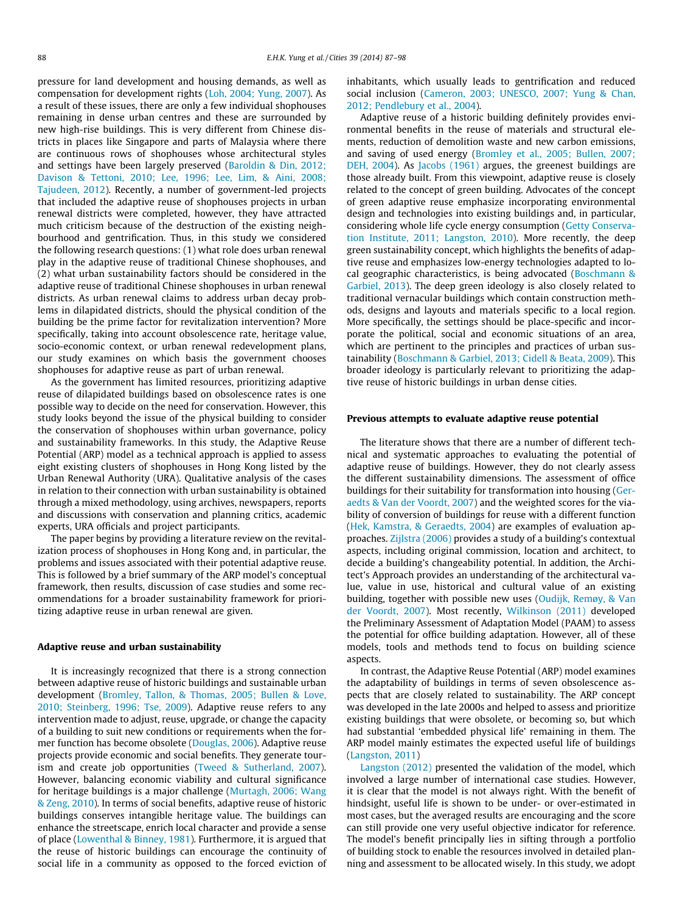pressure for land development and housing demands, as well as compensation for development rights (Loh, 2004; Yung, 2007). As a result of these issues, there are only a few individual shophouses remaining in dense urban centres and these are surrounded by new high-rise buildings. This is very different from Chinese districts in places like Singapore and parts of Malaysia where there are continuous rows of shophouses whose architectural styles and settings have been largely preserved (Baroldin & Din, 2012; Davison & Tettoni, 2010; Lee, 1996; Lee, Lim, & Aini, 2008; Tajudeen, 2012). Recently, a number of government-led projects that included the adaptive reuse of shophouses projects in urban renewal districts were completed, however, they have attracted much criticism because of the destruction of the existing neighbourhood and gentrification. Thus, in this study we considered the following research questions: (1) what role does urban renewal play in the adaptive reuse of traditional Chinese shophouses, and (2) what urban sustainability factors should be considered in the adaptive reuse of traditional Chinese shophouses in urban renewal districts. As urban renewal claims to address urban decay problems in dilapidated districts, should the physical condition of the building be the prime factor for revitalization intervention? More specifically, taking into account obsolescence rate, heritage value, socio-economic context, or urban renewal redevelopment plans, our study examines on which basis the government chooses shophouses for adaptive reuse as part of urban renewal.

As the government has limited resources, prioritizing adaptive reuse of dilapidated buildings based on obsolescence rates is one possible way to decide on the need for conservation. However, this study looks beyond the issue of the physical building to consider the conservation of shophouses within urban governance, policy and sustainability frameworks. In this study, the Adaptive Reuse Potential (ARP) model as a technical approach is applied to assess eight existing clusters of shophouses in Hong Kong listed by the Urban Renewal Authority (URA). Qualitative analysis of the cases in relation to their connection with urban sustainability is obtained through a mixed methodology, using archives, newspapers, reports and discussions with conservation and planning critics, academic experts, URA officials and project participants.

The paper begins by providing a literature review on the revitalization process of shophouses in Hong Kong and, in particular, the problems and issues associated with their potential adaptive reuse. This is followed by a brief summary of the ARP model's conceptual framework, then results, discussion of case studies and some recommendations for a broader sustainability framework for prioritizing adaptive reuse in urban renewal are given.

## Adaptive reuse and urban sustainability

It is increasingly recognized that there is a strong connection between adaptive reuse of historic buildings and sustainable urban development (Bromley, Tallon, & Thomas, 2005; Bullen & Love, 2010; Steinberg, 1996; Tse, 2009). Adaptive reuse refers to any intervention made to adjust, reuse, upgrade, or change the capacity of a building to suit new conditions or requirements when the former function has become obsolete (Douglas, 2006). Adaptive reuse projects provide economic and social benefits. They generate tourism and create job opportunities (Tweed & Sutherland, 2007). However, balancing economic viability and cultural significance for heritage buildings is a major challenge (Murtagh, 2006; Wang & Zeng, 2010). In terms of social benefits, adaptive reuse of historic buildings conserves intangible heritage value. The buildings can enhance the streetscape, enrich local character and provide a sense of place (Lowenthal & Binney, 1981). Furthermore, it is argued that the reuse of historic buildings can encourage the continuity of social life in a community as opposed to the forced eviction of inhabitants, which usually leads to gentrification and reduced social inclusion (Cameron, 2003; UNESCO, 2007; Yung & Chan, 2012; Pendlebury et al., 2004).

Adaptive reuse of a historic building definitely provides environmental benefits in the reuse of materials and structural elements, reduction of demolition waste and new carbon emissions, and saving of used energy (Bromley et al., 2005; Bullen, 2007; DEH, 2004). As Jacobs (1961) argues, the greenest buildings are those already built. From this viewpoint, adaptive reuse is closely related to the concept of green building. Advocates of the concept of green adaptive reuse emphasize incorporating environmental design and technologies into existing buildings and, in particular, considering whole life cycle energy consumption (Getty Conservation Institute, 2011; Langston, 2010). More recently, the deep green sustainability concept, which highlights the benefits of adaptive reuse and emphasizes low-energy technologies adapted to local geographic characteristics, is being advocated (Boschmann & Garbiel, 2013). The deep green ideology is also closely related to traditional vernacular buildings which contain construction methods, designs and layouts and materials specific to a local region. More specifically, the settings should be place-specific and incorporate the political, social and economic situations of an area, which are pertinent to the principles and practices of urban sustainability (Boschmann & Garbiel, 2013; Cidell & Beata, 2009). This broader ideology is particularly relevant to prioritizing the adaptive reuse of historic buildings in urban dense cities.

## Previous attempts to evaluate adaptive reuse potential

The literature shows that there are a number of different technical and systematic approaches to evaluating the potential of adaptive reuse of buildings. However, they do not clearly assess the different sustainability dimensions. The assessment of office buildings for their suitability for transformation into housing (Geraedts & Van der Voordt, 2007) and the weighted scores for the viability of conversion of buildings for reuse with a different function (Hek, Kamstra, & Geraedts, 2004) are examples of evaluation approaches. Zijlstra (2006) provides a study of a building's contextual aspects, including original commission, location and architect, to decide a building's changeability potential. In addition, the Architect's Approach provides an understanding of the architectural value, value in use, historical and cultural value of an existing building, together with possible new uses (Oudijk, Remøy, & Van der Voordt, 2007). Most recently, Wilkinson (2011) developed the Preliminary Assessment of Adaptation Model (PAAM) to assess the potential for office building adaptation. However, all of these models, tools and methods tend to focus on building science aspects.

In contrast, the Adaptive Reuse Potential (ARP) model examines the adaptability of buildings in terms of seven obsolescence aspects that are closely related to sustainability. The ARP concept was developed in the late 2000s and helped to assess and prioritize existing buildings that were obsolete, or becoming so, but which had substantial 'embedded physical life' remaining in them. The ARP model mainly estimates the expected useful life of buildings (Langston, 2011)

Langston (2012) presented the validation of the model, which involved a large number of international case studies. However, it is clear that the model is not always right. With the benefit of hindsight, useful life is shown to be under- or over-estimated in most cases, but the averaged results are encouraging and the score can still provide one very useful objective indicator for reference. The model's benefit principally lies in sifting through a portfolio of building stock to enable the resources involved in detailed planning and assessment to be allocated wisely. In this study, we adopt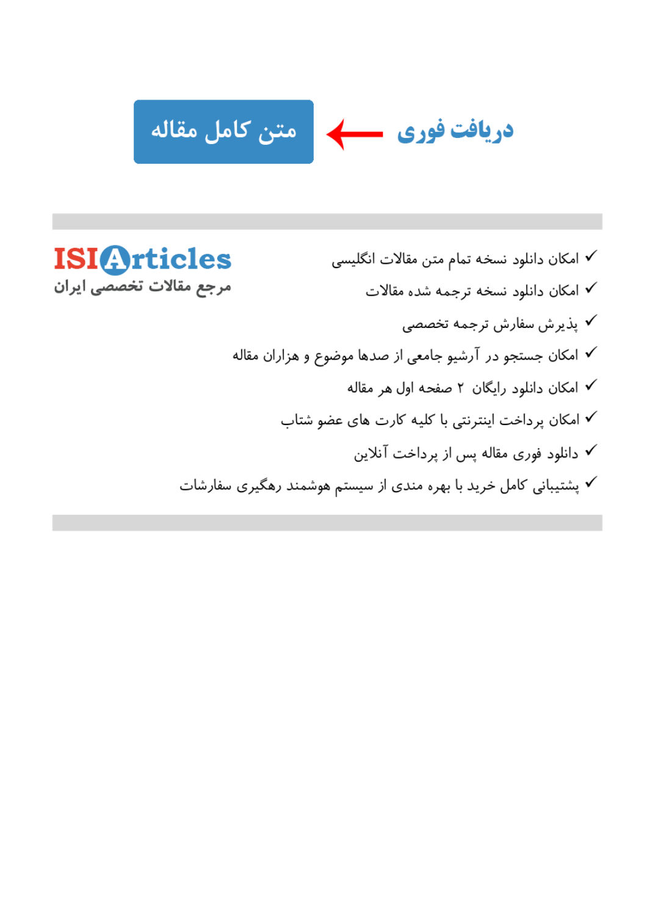دریافت فوری ← متن کامل مقاله

**ISIArticles**
مرجع مقالات تخصصی ایران

- ✓ امکان دانلود نسخه تمام متن مقالات انگلیسی
- ✓ امکان دانلود نسخه ترجمه شده مقالات
- ✓ پذیرش سفارش ترجمه تخصصی
- ✓ امکان جستجو در آرشیو جامعی از صدها موضوع و هزاران مقاله
- ✓ امکان دانلود رایگان ۲ صفحه اول هر مقاله
- ✓ امکان پرداخت اینترنتی با کلیه کارت های عضو شتاب
- ✓ دانلود فوری مقاله پس از پرداخت آنلاین
- ✓ پشتیبانی کامل خرید با بهره مندی از سیستم هوشمند رهگیری سفارشات